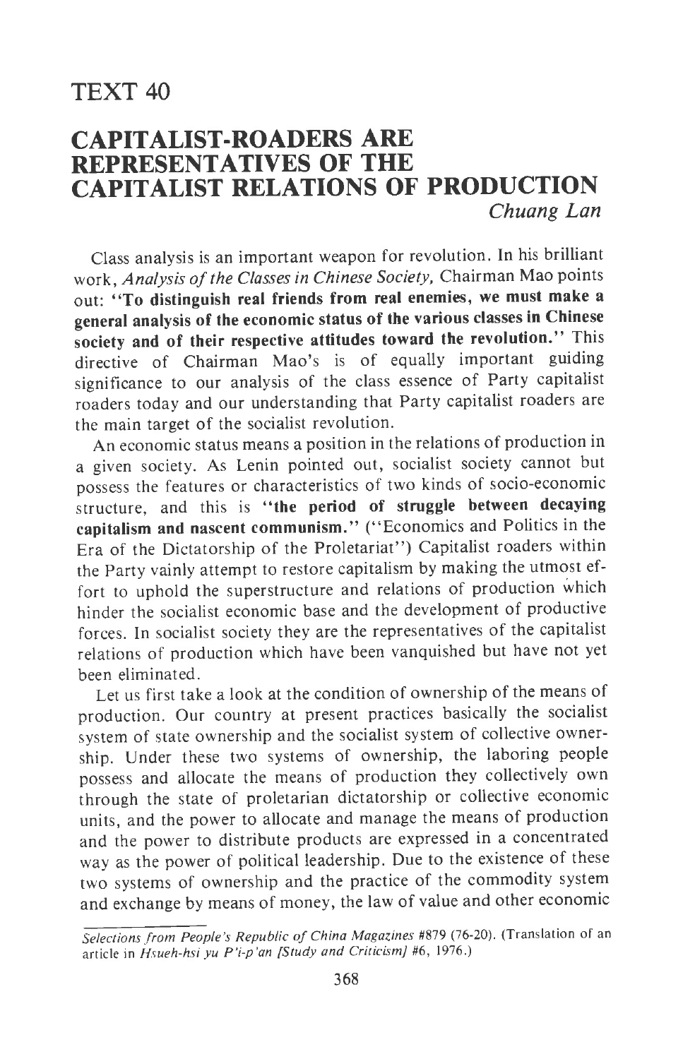# TEXT 40

## CAPITALIST-ROADERS ARE REPRESENTATIVES OF THE CAPITALIST RELATIONS OF PRODUCTION

*Chuang Lan*

Class analysis is an important weapon for revolution. In his brilliant work, *Analysis of the Classes in Chinese Society,* Chairman Mao points out: **"To distinguish real friends from real enemies, we must make a general analysis of the economic status of the various classes in Chinese society and of their respective attitudes toward the revolution."** This directive of Chairman Mao's is of equally important guiding significance to our analysis of the class essence of Party capitalist roaders today and our understanding that Party capitalist roaders are the main target of the socialist revolution.

An economic status means a position in the relations of production in a given society. As Lenin pointed out, socialist society cannot but possess the features or characteristics of two kinds of socio-economic structure, and this is **"the period of struggle between decaying capitalism and nascent communism."** ("Economics and Politics in the Era of the Dictatorship of the Proletariat") Capitalist roaders within the Party vainly attempt to restore capitalism by making the utmost effort to uphold the superstructure and relations of production which hinder the socialist economic base and the development of productive forces. In socialist society they are the representatives of the capitalist relations of production which have been vanquished but have not yet been eliminated.

Let us first take a look at the condition of ownership of the means of production. Our country at present practices basically the socialist system of state ownership and the socialist system of collective ownership. Under these two systems of ownership, the laboring people possess and allocate the means of production they collectively own through the state of proletarian dictatorship or collective economic units, and the power to allocate and manage the means of production and the power to distribute products are expressed in a concentrated way as the power of political leadership. Due to the existence of these two systems of ownership and the practice of the commodity system and exchange by means of money, the law of value and other economic

---

*Selections from People's Republic of China Magazines* #879 (76-20). (Translation of an article in *Hsueh-hsi yu P'i-p'an [Study and Criticism]* #6, 1976.)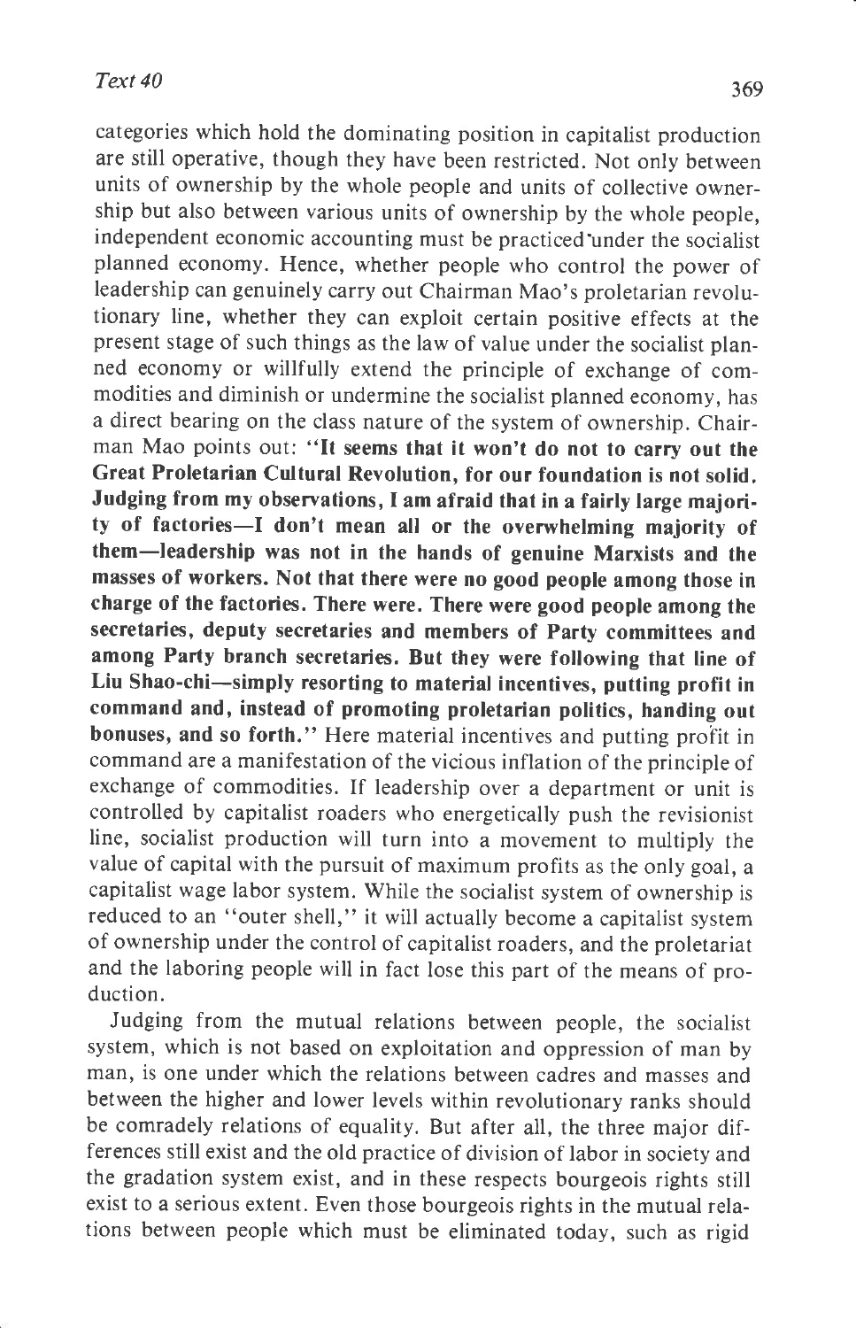categories which hold the dominating position in capitalist production are still operative, though they have been restricted. Not only between units of ownership by the whole people and units of collective ownership but also between various units of ownership by the whole people, independent economic accounting must be practiced under the socialist planned economy. Hence, whether people who control the power of leadership can genuinely carry out Chairman Mao's proletarian revolutionary line, whether they can exploit certain positive effects at the present stage of such things as the law of value under the socialist planned economy or willfully extend the principle of exchange of commodities and diminish or undermine the socialist planned economy, has a direct bearing on the class nature of the system of ownership. Chairman Mao points out: **"It seems that it won't do not to carry out the Great Proletarian Cultural Revolution, for our foundation is not solid. Judging from my observations, I am afraid that in a fairly large majority of factories—I don't mean all or the overwhelming majority of them—leadership was not in the hands of genuine Marxists and the masses of workers. Not that there were no good people among those in charge of the factories. There were. There were good people among the secretaries, deputy secretaries and members of Party committees and among Party branch secretaries. But they were following that line of Liu Shao-chi—simply resorting to material incentives, putting profit in command and, instead of promoting proletarian politics, handing out bonuses, and so forth."** Here material incentives and putting profit in command are a manifestation of the vicious inflation of the principle of exchange of commodities. If leadership over a department or unit is controlled by capitalist roaders who energetically push the revisionist line, socialist production will turn into a movement to multiply the value of capital with the pursuit of maximum profits as the only goal, a capitalist wage labor system. While the socialist system of ownership is reduced to an "outer shell," it will actually become a capitalist system of ownership under the control of capitalist roaders, and the proletariat and the laboring people will in fact lose this part of the means of production.

Judging from the mutual relations between people, the socialist system, which is not based on exploitation and oppression of man by man, is one under which the relations between cadres and masses and between the higher and lower levels within revolutionary ranks should be comradely relations of equality. But after all, the three major differences still exist and the old practice of division of labor in society and the gradation system exist, and in these respects bourgeois rights still exist to a serious extent. Even those bourgeois rights in the mutual relations between people which must be eliminated today, such as rigid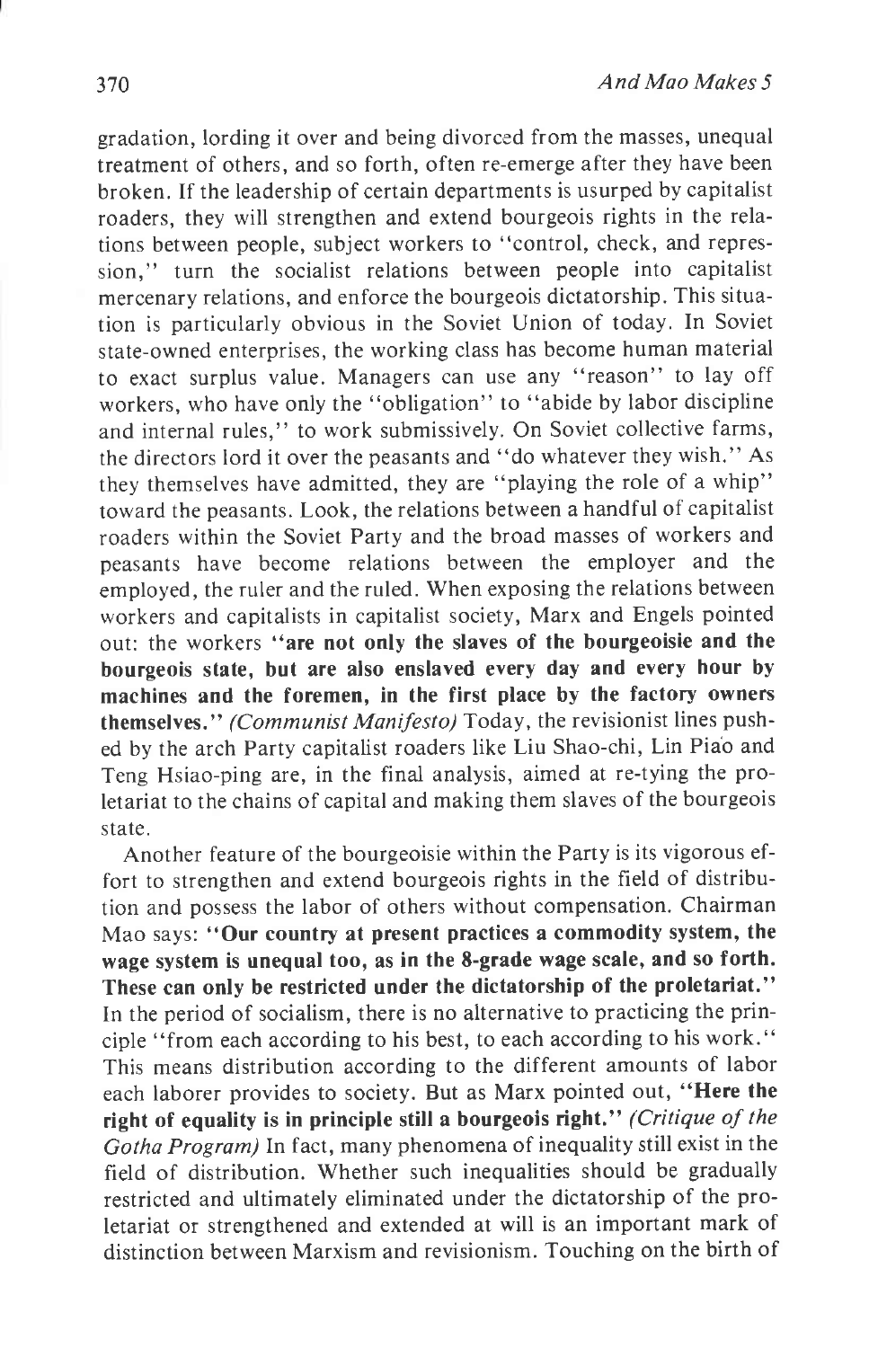gradation, lording it over and being divorced from the masses, unequal treatment of others, and so forth, often re-emerge after they have been broken. If the leadership of certain departments is usurped by capitalist roaders, they will strengthen and extend bourgeois rights in the relations between people, subject workers to "control, check, and repression," turn the socialist relations between people into capitalist mercenary relations, and enforce the bourgeois dictatorship. This situation is particularly obvious in the Soviet Union of today. In Soviet state-owned enterprises, the working class has become human material to exact surplus value. Managers can use any "reason" to lay off workers, who have only the "obligation" to "abide by labor discipline and internal rules," to work submissively. On Soviet collective farms, the directors lord it over the peasants and "do whatever they wish." As they themselves have admitted, they are "playing the role of a whip" toward the peasants. Look, the relations between a handful of capitalist roaders within the Soviet Party and the broad masses of workers and peasants have become relations between the employer and the employed, the ruler and the ruled. When exposing the relations between workers and capitalists in capitalist society, Marx and Engels pointed out: the workers **"are not only the slaves of the bourgeoisie and the bourgeois state, but are also enslaved every day and every hour by machines and the foremen, in the first place by the factory owners themselves."** *(Communist Manifesto)* Today, the revisionist lines pushed by the arch Party capitalist roaders like Liu Shao-chi, Lin Piao and Teng Hsiao-ping are, in the final analysis, aimed at re-tying the proletariat to the chains of capital and making them slaves of the bourgeois state.

Another feature of the bourgeoisie within the Party is its vigorous effort to strengthen and extend bourgeois rights in the field of distribution and possess the labor of others without compensation. Chairman Mao says: **"Our country at present practices a commodity system, the wage system is unequal too, as in the 8-grade wage scale, and so forth. These can only be restricted under the dictatorship of the proletariat."** In the period of socialism, there is no alternative to practicing the principle "from each according to his best, to each according to his work." This means distribution according to the different amounts of labor each laborer provides to society. But as Marx pointed out, **"Here the right of equality is in principle still a bourgeois right."** *(Critique of the Gotha Program)* In fact, many phenomena of inequality still exist in the field of distribution. Whether such inequalities should be gradually restricted and ultimately eliminated under the dictatorship of the proletariat or strengthened and extended at will is an important mark of distinction between Marxism and revisionism. Touching on the birth of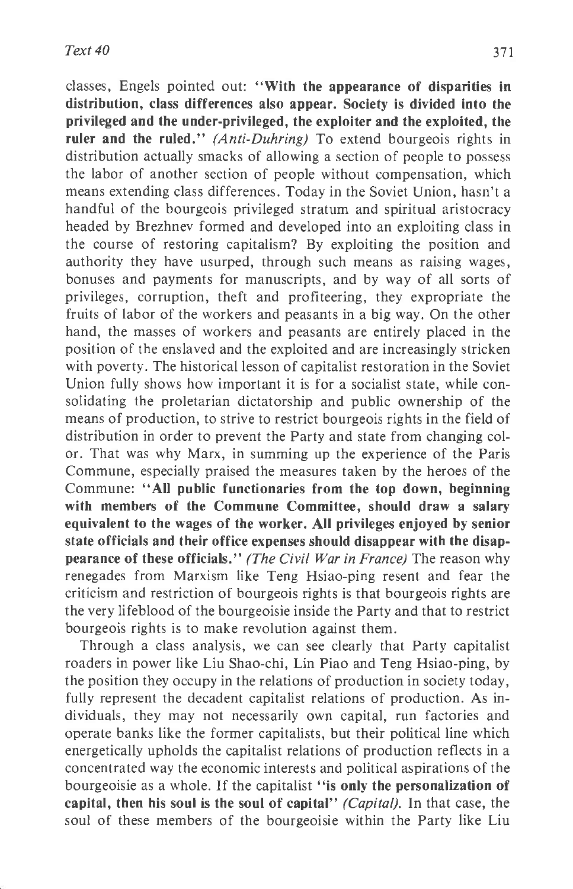classes, Engels pointed out: "**With the appearance of disparities in distribution, class differences also appear. Society is divided into the privileged and the under-privileged, the exploiter and the exploited, the ruler and the ruled.**" *(Anti-Duhring)* To extend bourgeois rights in distribution actually smacks of allowing a section of people to possess the labor of another section of people without compensation, which means extending class differences. Today in the Soviet Union, hasn't a handful of the bourgeois privileged stratum and spiritual aristocracy headed by Brezhnev formed and developed into an exploiting class in the course of restoring capitalism? By exploiting the position and authority they have usurped, through such means as raising wages, bonuses and payments for manuscripts, and by way of all sorts of privileges, corruption, theft and profiteering, they expropriate the fruits of labor of the workers and peasants in a big way. On the other hand, the masses of workers and peasants are entirely placed in the position of the enslaved and the exploited and are increasingly stricken with poverty. The historical lesson of capitalist restoration in the Soviet Union fully shows how important it is for a socialist state, while consolidating the proletarian dictatorship and public ownership of the means of production, to strive to restrict bourgeois rights in the field of distribution in order to prevent the Party and state from changing color. That was why Marx, in summing up the experience of the Paris Commune, especially praised the measures taken by the heroes of the Commune: "**All public functionaries from the top down, beginning with members of the Commune Committee, should draw a salary equivalent to the wages of the worker. All privileges enjoyed by senior state officials and their office expenses should disappear with the disappearance of these officials.**" *(The Civil War in France)* The reason why renegades from Marxism like Teng Hsiao-ping resent and fear the criticism and restriction of bourgeois rights is that bourgeois rights are the very lifeblood of the bourgeoisie inside the Party and that to restrict bourgeois rights is to make revolution against them.

Through a class analysis, we can see clearly that Party capitalist roaders in power like Liu Shao-chi, Lin Piao and Teng Hsiao-ping, by the position they occupy in the relations of production in society today, fully represent the decadent capitalist relations of production. As individuals, they may not necessarily own capital, run factories and operate banks like the former capitalists, but their political line which energetically upholds the capitalist relations of production reflects in a concentrated way the economic interests and political aspirations of the bourgeoisie as a whole. If the capitalist "**is only the personalization of capital, then his soul is the soul of capital**" *(Capital)*. In that case, the soul of these members of the bourgeoisie within the Party like Liu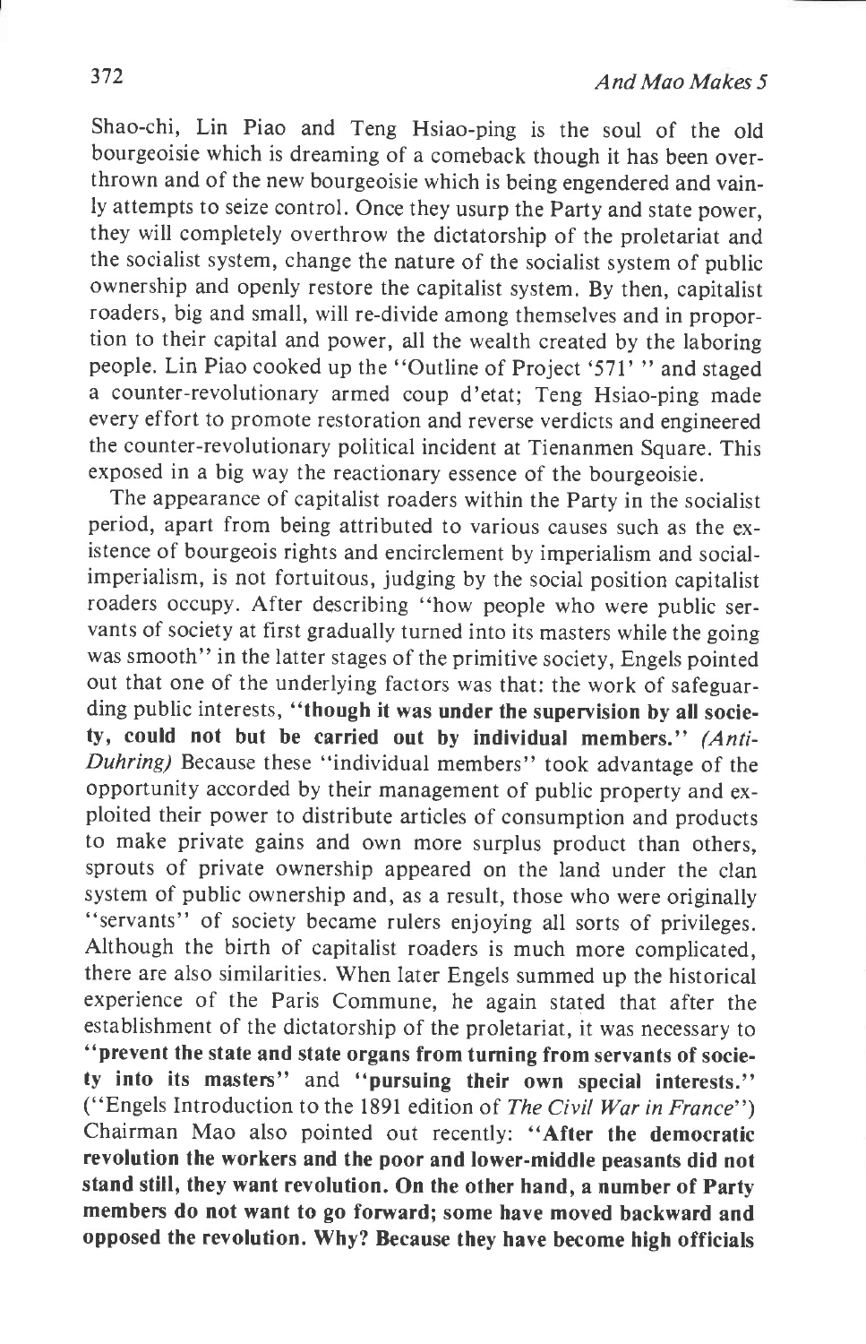Shao-chi, Lin Piao and Teng Hsiao-ping is the soul of the old bourgeoisie which is dreaming of a comeback though it has been overthrown and of the new bourgeoisie which is being engendered and vainly attempts to seize control. Once they usurp the Party and state power, they will completely overthrow the dictatorship of the proletariat and the socialist system, change the nature of the socialist system of public ownership and openly restore the capitalist system. By then, capitalist roaders, big and small, will re-divide among themselves and in proportion to their capital and power, all the wealth created by the laboring people. Lin Piao cooked up the "Outline of Project '571' " and staged a counter-revolutionary armed coup d'etat; Teng Hsiao-ping made every effort to promote restoration and reverse verdicts and engineered the counter-revolutionary political incident at Tienanmen Square. This exposed in a big way the reactionary essence of the bourgeoisie.

The appearance of capitalist roaders within the Party in the socialist period, apart from being attributed to various causes such as the existence of bourgeois rights and encirclement by imperialism and social-imperialism, is not fortuitous, judging by the social position capitalist roaders occupy. After describing "how people who were public servants of society at first gradually turned into its masters while the going was smooth" in the latter stages of the primitive society, Engels pointed out that one of the underlying factors was that: the work of safeguarding public interests, **"though it was under the supervision by all society, could not but be carried out by individual members."** *(Anti-Duhring)* Because these "individual members" took advantage of the opportunity accorded by their management of public property and exploited their power to distribute articles of consumption and products to make private gains and own more surplus product than others, sprouts of private ownership appeared on the land under the clan system of public ownership and, as a result, those who were originally "servants" of society became rulers enjoying all sorts of privileges. Although the birth of capitalist roaders is much more complicated, there are also similarities. When later Engels summed up the historical experience of the Paris Commune, he again stated that after the establishment of the dictatorship of the proletariat, it was necessary to **"prevent the state and state organs from turning from servants of society into its masters"** and **"pursuing their own special interests."** ("Engels Introduction to the 1891 edition of *The Civil War in France*") Chairman Mao also pointed out recently: **"After the democratic revolution the workers and the poor and lower-middle peasants did not stand still, they want revolution. On the other hand, a number of Party members do not want to go forward; some have moved backward and opposed the revolution. Why? Because they have become high officials**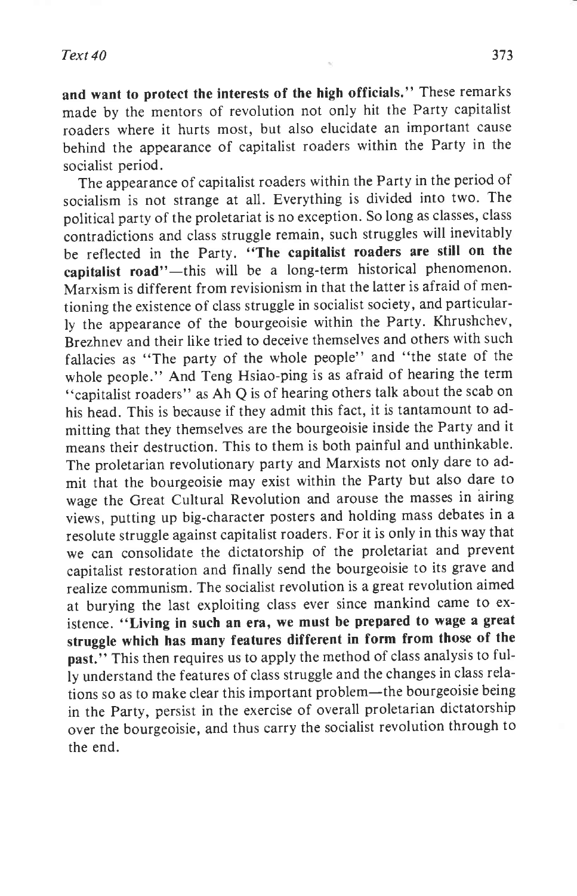**and want to protect the interests of the high officials.**" These remarks made by the mentors of revolution not only hit the Party capitalist roaders where it hurts most, but also elucidate an important cause behind the appearance of capitalist roaders within the Party in the socialist period.

The appearance of capitalist roaders within the Party in the period of socialism is not strange at all. Everything is divided into two. The political party of the proletariat is no exception. So long as classes, class contradictions and class struggle remain, such struggles will inevitably be reflected in the Party. **"The capitalist roaders are still on the capitalist road"**—this will be a long-term historical phenomenon. Marxism is different from revisionism in that the latter is afraid of mentioning the existence of class struggle in socialist society, and particularly the appearance of the bourgeoisie within the Party. Khrushchev, Brezhnev and their like tried to deceive themselves and others with such fallacies as "The party of the whole people" and "the state of the whole people." And Teng Hsiao-ping is as afraid of hearing the term "capitalist roaders" as Ah Q is of hearing others talk about the scab on his head. This is because if they admit this fact, it is tantamount to admitting that they themselves are the bourgeoisie inside the Party and it means their destruction. This to them is both painful and unthinkable. The proletarian revolutionary party and Marxists not only dare to admit that the bourgeoisie may exist within the Party but also dare to wage the Great Cultural Revolution and arouse the masses in airing views, putting up big-character posters and holding mass debates in a resolute struggle against capitalist roaders. For it is only in this way that we can consolidate the dictatorship of the proletariat and prevent capitalist restoration and finally send the bourgeoisie to its grave and realize communism. The socialist revolution is a great revolution aimed at burying the last exploiting class ever since mankind came to existence. **"Living in such an era, we must be prepared to wage a great struggle which has many features different in form from those of the past."** This then requires us to apply the method of class analysis to fully understand the features of class struggle and the changes in class relations so as to make clear this important problem—the bourgeoisie being in the Party, persist in the exercise of overall proletarian dictatorship over the bourgeoisie, and thus carry the socialist revolution through to the end.